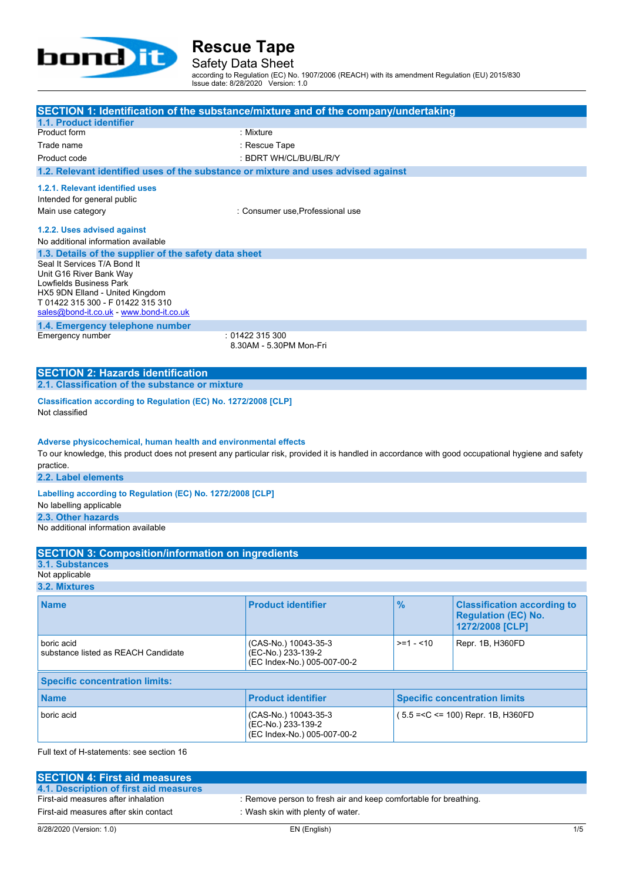# Rescue Tape

Safety Data Sheet

according to Regulation (EC) No. 1907/2006 (REACH) with its amendment Regulation (EU) 2015/830

Issue date: 8/28/2020 Version: 1.0

## SECTION 1: Identification of the substance/mixture and of the company/undertaking

### 1.1. Product identifier

Product form : Mixture

Trade name : Rescue Tape

Product code : BDRT WH/CL/BU/BL/R/Y

### 1.2. Relevant identified uses of the substance or mixture and uses advised against

#### 1.2.1. Relevant identified uses

Intended for general public

Main use category : Consumer use,Professional use

#### 1.2.2. Uses advised against

No additional information available

### 1.3. Details of the supplier of the safety data sheet

Seal It Services T/A Bond It
Unit G16 River Bank Way
Lowfields Business Park
HX5 9DN Elland - United Kingdom
T 01422 315 300 - F 01422 315 310
sales@bond-it.co.uk - www.bond-it.co.uk

### 1.4. Emergency telephone number

Emergency number : 01422 315 300
8.30AM - 5.30PM Mon-Fri

## SECTION 2: Hazards identification

### 2.1. Classification of the substance or mixture

**Classification according to Regulation (EC) No. 1272/2008 [CLP]**

Not classified

**Adverse physicochemical, human health and environmental effects**

To our knowledge, this product does not present any particular risk, provided it is handled in accordance with good occupational hygiene and safety practice.

### 2.2. Label elements

**Labelling according to Regulation (EC) No. 1272/2008 [CLP]**

No labelling applicable

### 2.3. Other hazards

No additional information available

## SECTION 3: Composition/information on ingredients

### 3.1. Substances

Not applicable

### 3.2. Mixtures

| Name | Product identifier | % | Classification according to Regulation (EC) No. 1272/2008 [CLP] |
|---|---|---|---|
| boric acid<br>substance listed as REACH Candidate | (CAS-No.) 10043-35-3<br>(EC-No.) 233-139-2<br>(EC Index-No.) 005-007-00-2 | >=1 - <10 | Repr. 1B, H360FD |

**Specific concentration limits:**

| Name | Product identifier | Specific concentration limits |
|---|---|---|
| boric acid | (CAS-No.) 10043-35-3<br>(EC-No.) 233-139-2<br>(EC Index-No.) 005-007-00-2 | ( 5.5 =<C <= 100) Repr. 1B, H360FD |

Full text of H-statements: see section 16

## SECTION 4: First aid measures

### 4.1. Description of first aid measures

First-aid measures after inhalation : Remove person to fresh air and keep comfortable for breathing.

First-aid measures after skin contact : Wash skin with plenty of water.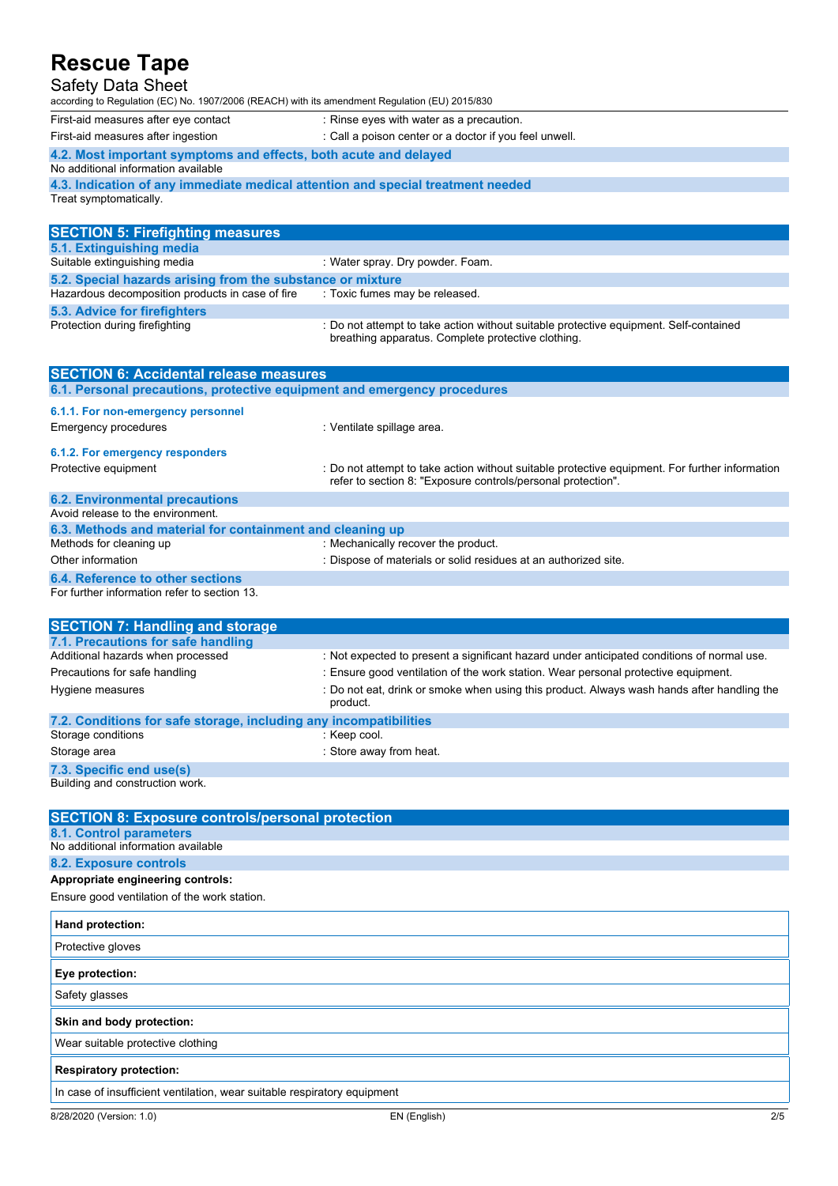| | |
|---|---|
| First-aid measures after eye contact | : Rinse eyes with water as a precaution. |
| First-aid measures after ingestion | : Call a poison center or a doctor if you feel unwell. |

### 4.2. Most important symptoms and effects, both acute and delayed

No additional information available

### 4.3. Indication of any immediate medical attention and special treatment needed

Treat symptomatically.

## SECTION 5: Firefighting measures

### 5.1. Extinguishing media

| | |
|---|---|
| Suitable extinguishing media | : Water spray. Dry powder. Foam. |

### 5.2. Special hazards arising from the substance or mixture

| | |
|---|---|
| Hazardous decomposition products in case of fire | : Toxic fumes may be released. |

### 5.3. Advice for firefighters

| | |
|---|---|
| Protection during firefighting | : Do not attempt to take action without suitable protective equipment. Self-contained breathing apparatus. Complete protective clothing. |

## SECTION 6: Accidental release measures

### 6.1. Personal precautions, protective equipment and emergency procedures

#### 6.1.1. For non-emergency personnel

| | |
|---|---|
| Emergency procedures | : Ventilate spillage area. |

#### 6.1.2. For emergency responders

| | |
|---|---|
| Protective equipment | : Do not attempt to take action without suitable protective equipment. For further information refer to section 8: "Exposure controls/personal protection". |

### 6.2. Environmental precautions

Avoid release to the environment.

### 6.3. Methods and material for containment and cleaning up

| | |
|---|---|
| Methods for cleaning up | : Mechanically recover the product. |
| Other information | : Dispose of materials or solid residues at an authorized site. |

### 6.4. Reference to other sections

For further information refer to section 13.

## SECTION 7: Handling and storage

### 7.1. Precautions for safe handling

| | |
|---|---|
| Additional hazards when processed | : Not expected to present a significant hazard under anticipated conditions of normal use. |
| Precautions for safe handling | : Ensure good ventilation of the work station. Wear personal protective equipment. |
| Hygiene measures | : Do not eat, drink or smoke when using this product. Always wash hands after handling the product. |

### 7.2. Conditions for safe storage, including any incompatibilities

| | |
|---|---|
| Storage conditions | : Keep cool. |
| Storage area | : Store away from heat. |

### 7.3. Specific end use(s)

Building and construction work.

## SECTION 8: Exposure controls/personal protection

### 8.1. Control parameters

No additional information available

### 8.2. Exposure controls

**Appropriate engineering controls:**

Ensure good ventilation of the work station.

| **Hand protection:** |
|---|
| Protective gloves |

| **Eye protection:** |
|---|
| Safety glasses |

| **Skin and body protection:** |
|---|
| Wear suitable protective clothing |

| **Respiratory protection:** |
|---|
| In case of insufficient ventilation, wear suitable respiratory equipment |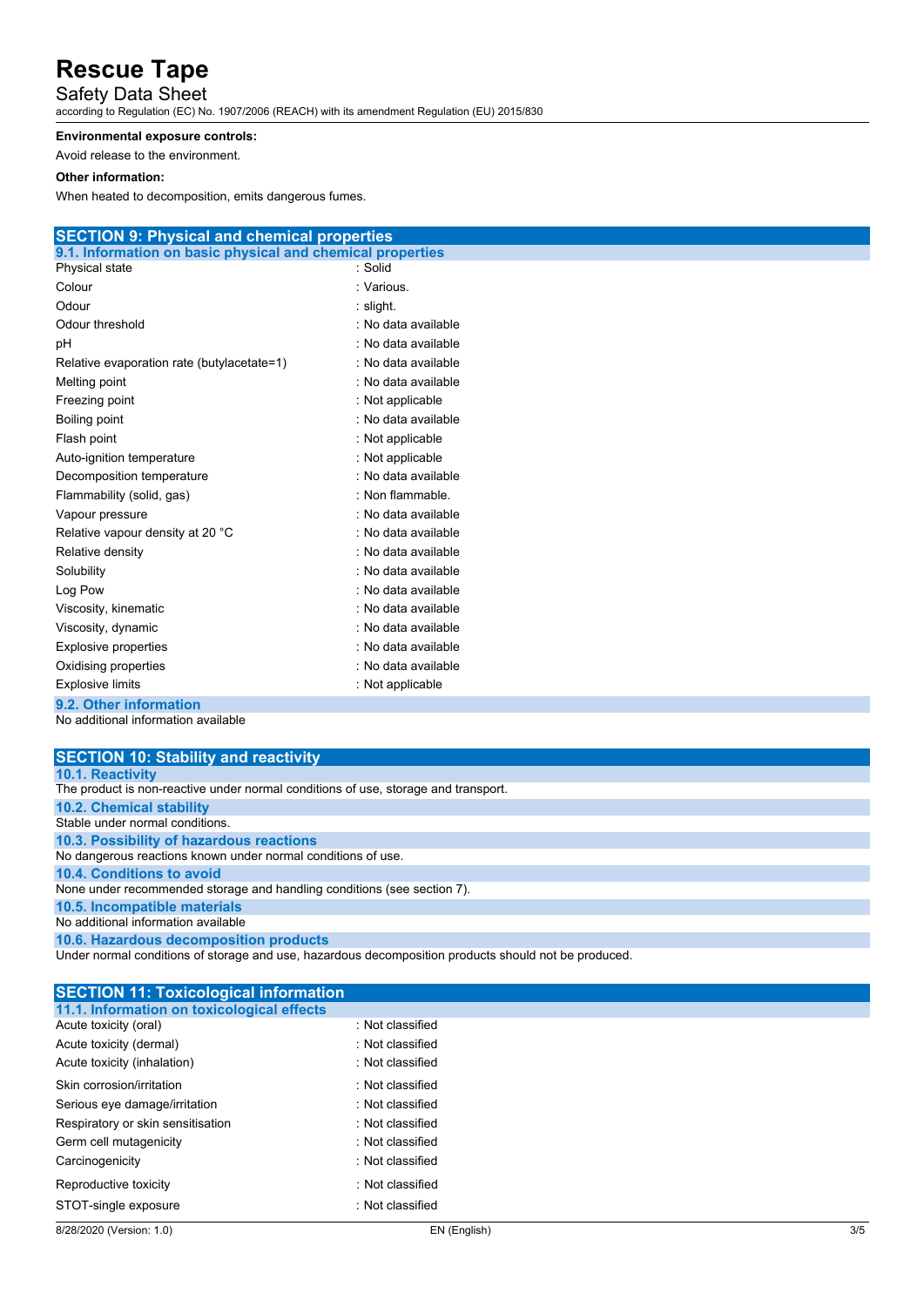**Environmental exposure controls:**

Avoid release to the environment.

**Other information:**

When heated to decomposition, emits dangerous fumes.

## SECTION 9: Physical and chemical properties

### 9.1. Information on basic physical and chemical properties

| | |
|---|---|
| Physical state | : Solid |
| Colour | : Various. |
| Odour | : slight. |
| Odour threshold | : No data available |
| pH | : No data available |
| Relative evaporation rate (butylacetate=1) | : No data available |
| Melting point | : No data available |
| Freezing point | : Not applicable |
| Boiling point | : No data available |
| Flash point | : Not applicable |
| Auto-ignition temperature | : Not applicable |
| Decomposition temperature | : No data available |
| Flammability (solid, gas) | : Non flammable. |
| Vapour pressure | : No data available |
| Relative vapour density at 20 °C | : No data available |
| Relative density | : No data available |
| Solubility | : No data available |
| Log Pow | : No data available |
| Viscosity, kinematic | : No data available |
| Viscosity, dynamic | : No data available |
| Explosive properties | : No data available |
| Oxidising properties | : No data available |
| Explosive limits | : Not applicable |

### 9.2. Other information

No additional information available

## SECTION 10: Stability and reactivity

### 10.1. Reactivity

The product is non-reactive under normal conditions of use, storage and transport.

### 10.2. Chemical stability

Stable under normal conditions.

### 10.3. Possibility of hazardous reactions

No dangerous reactions known under normal conditions of use.

### 10.4. Conditions to avoid

None under recommended storage and handling conditions (see section 7).

### 10.5. Incompatible materials

No additional information available

### 10.6. Hazardous decomposition products

Under normal conditions of storage and use, hazardous decomposition products should not be produced.

## SECTION 11: Toxicological information

### 11.1. Information on toxicological effects

| | |
|---|---|
| Acute toxicity (oral) | : Not classified |
| Acute toxicity (dermal) | : Not classified |
| Acute toxicity (inhalation) | : Not classified |
| Skin corrosion/irritation | : Not classified |
| Serious eye damage/irritation | : Not classified |
| Respiratory or skin sensitisation | : Not classified |
| Germ cell mutagenicity | : Not classified |
| Carcinogenicity | : Not classified |
| Reproductive toxicity | : Not classified |
| STOT-single exposure | : Not classified |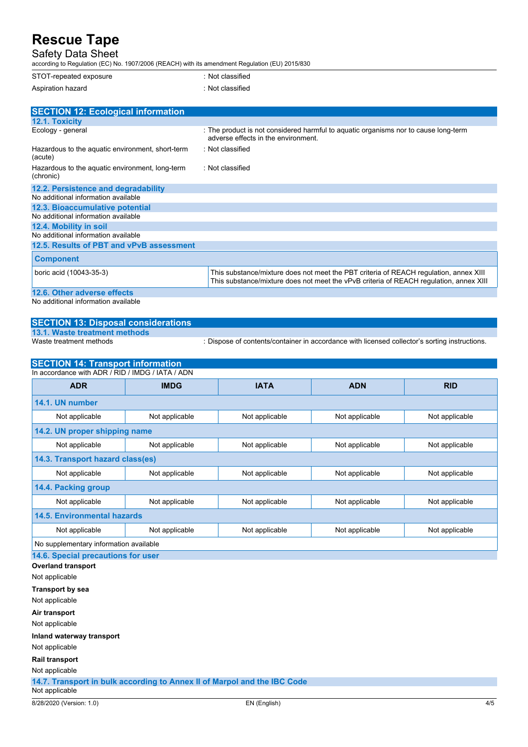| | |
|---|---|
| STOT-repeated exposure | : Not classified |
| Aspiration hazard | : Not classified |

## SECTION 12: Ecological information

### 12.1. Toxicity

| | |
|---|---|
| Ecology - general | : The product is not considered harmful to aquatic organisms nor to cause long-term adverse effects in the environment. |
| Hazardous to the aquatic environment, short-term (acute) | : Not classified |
| Hazardous to the aquatic environment, long-term (chronic) | : Not classified |

### 12.2. Persistence and degradability

No additional information available

### 12.3. Bioaccumulative potential

No additional information available

### 12.4. Mobility in soil

No additional information available

### 12.5. Results of PBT and vPvB assessment

| Component | |
|---|---|
| boric acid (10043-35-3) | This substance/mixture does not meet the PBT criteria of REACH regulation, annex XIII<br>This substance/mixture does not meet the vPvB criteria of REACH regulation, annex XIII |

### 12.6. Other adverse effects

No additional information available

## SECTION 13: Disposal considerations

### 13.1. Waste treatment methods

| | |
|---|---|
| Waste treatment methods | : Dispose of contents/container in accordance with licensed collector's sorting instructions. |

## SECTION 14: Transport information

In accordance with ADR / RID / IMDG / IATA / ADN

| ADR | IMDG | IATA | ADN | RID |
|---|---|---|---|---|
| **14.1. UN number** | | | | |
| Not applicable | Not applicable | Not applicable | Not applicable | Not applicable |
| **14.2. UN proper shipping name** | | | | |
| Not applicable | Not applicable | Not applicable | Not applicable | Not applicable |
| **14.3. Transport hazard class(es)** | | | | |
| Not applicable | Not applicable | Not applicable | Not applicable | Not applicable |
| **14.4. Packing group** | | | | |
| Not applicable | Not applicable | Not applicable | Not applicable | Not applicable |
| **14.5. Environmental hazards** | | | | |
| Not applicable | Not applicable | Not applicable | Not applicable | Not applicable |
| No supplementary information available | | | | |

### 14.6. Special precautions for user

**Overland transport**

Not applicable

**Transport by sea**

Not applicable

**Air transport**

Not applicable

**Inland waterway transport**

Not applicable

**Rail transport**

Not applicable

### 14.7. Transport in bulk according to Annex II of Marpol and the IBC Code

Not applicable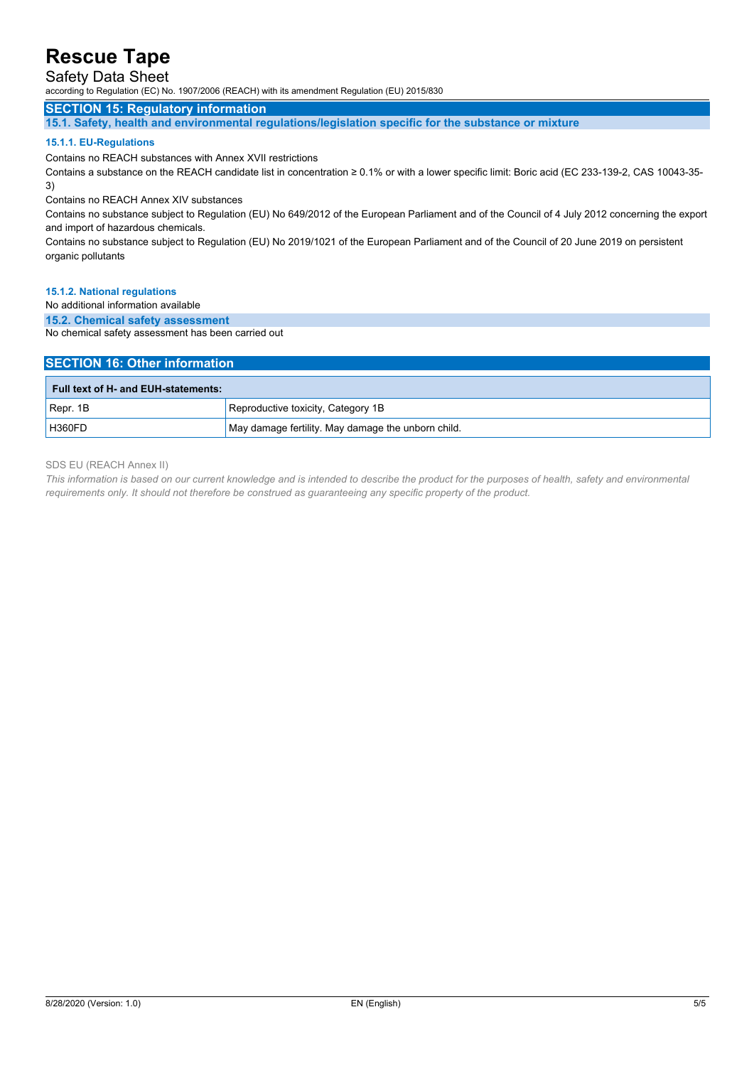## SECTION 15: Regulatory information

### 15.1. Safety, health and environmental regulations/legislation specific for the substance or mixture

#### 15.1.1. EU-Regulations

Contains no REACH substances with Annex XVII restrictions

Contains a substance on the REACH candidate list in concentration ≥ 0.1% or with a lower specific limit: Boric acid (EC 233-139-2, CAS 10043-35-3)

Contains no REACH Annex XIV substances

Contains no substance subject to Regulation (EU) No 649/2012 of the European Parliament and of the Council of 4 July 2012 concerning the export and import of hazardous chemicals.

Contains no substance subject to Regulation (EU) No 2019/1021 of the European Parliament and of the Council of 20 June 2019 on persistent organic pollutants

#### 15.1.2. National regulations

No additional information available

### 15.2. Chemical safety assessment

No chemical safety assessment has been carried out

## SECTION 16: Other information

| Full text of H- and EUH-statements: | |
|---|---|
| Repr. 1B | Reproductive toxicity, Category 1B |
| H360FD | May damage fertility. May damage the unborn child. |

SDS EU (REACH Annex II)

*This information is based on our current knowledge and is intended to describe the product for the purposes of health, safety and environmental requirements only. It should not therefore be construed as guaranteeing any specific property of the product.*